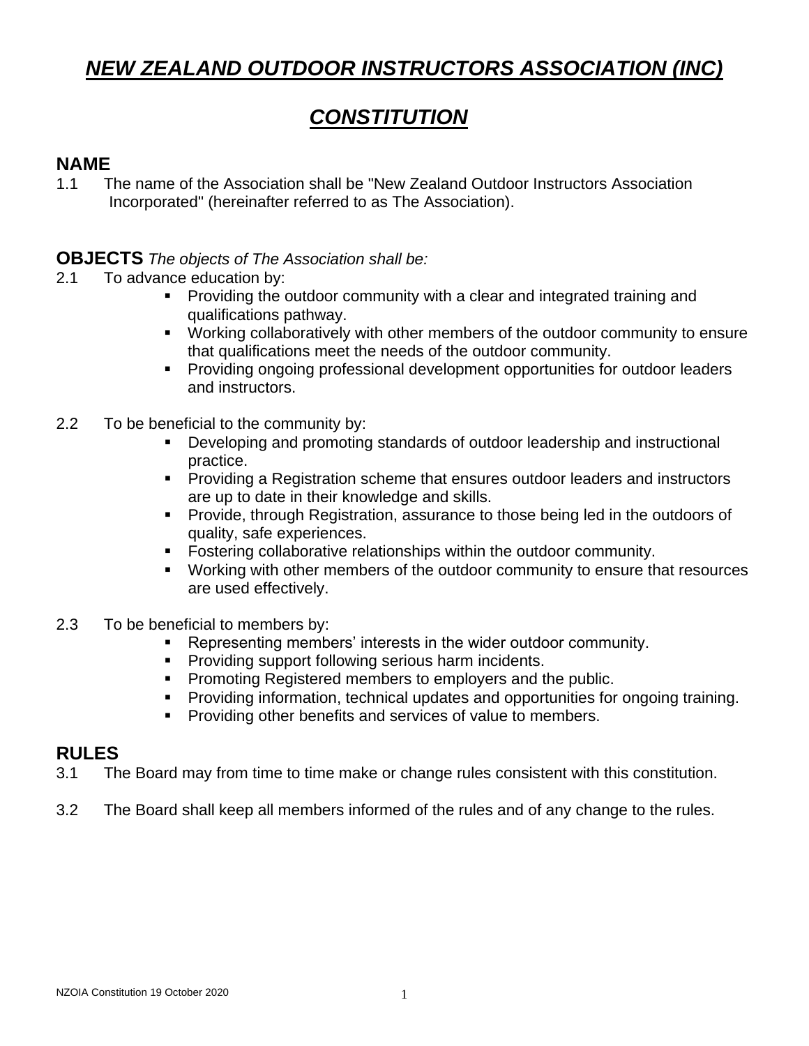# ***NEW ZEALAND OUTDOOR INSTRUCTORS ASSOCIATION (INC)***

# ***CONSTITUTION***

## NAME

1.1 The name of the Association shall be "New Zealand Outdoor Instructors Association Incorporated" (hereinafter referred to as The Association).

## OBJECTS *The objects of The Association shall be:*

2.1 To advance education by:

- Providing the outdoor community with a clear and integrated training and qualifications pathway.
- Working collaboratively with other members of the outdoor community to ensure that qualifications meet the needs of the outdoor community.
- Providing ongoing professional development opportunities for outdoor leaders and instructors.

2.2 To be beneficial to the community by:

- Developing and promoting standards of outdoor leadership and instructional practice.
- Providing a Registration scheme that ensures outdoor leaders and instructors are up to date in their knowledge and skills.
- Provide, through Registration, assurance to those being led in the outdoors of quality, safe experiences.
- Fostering collaborative relationships within the outdoor community.
- Working with other members of the outdoor community to ensure that resources are used effectively.

2.3 To be beneficial to members by:

- Representing members' interests in the wider outdoor community.
- Providing support following serious harm incidents.
- Promoting Registered members to employers and the public.
- Providing information, technical updates and opportunities for ongoing training.
- Providing other benefits and services of value to members.

## RULES

3.1 The Board may from time to time make or change rules consistent with this constitution.

3.2 The Board shall keep all members informed of the rules and of any change to the rules.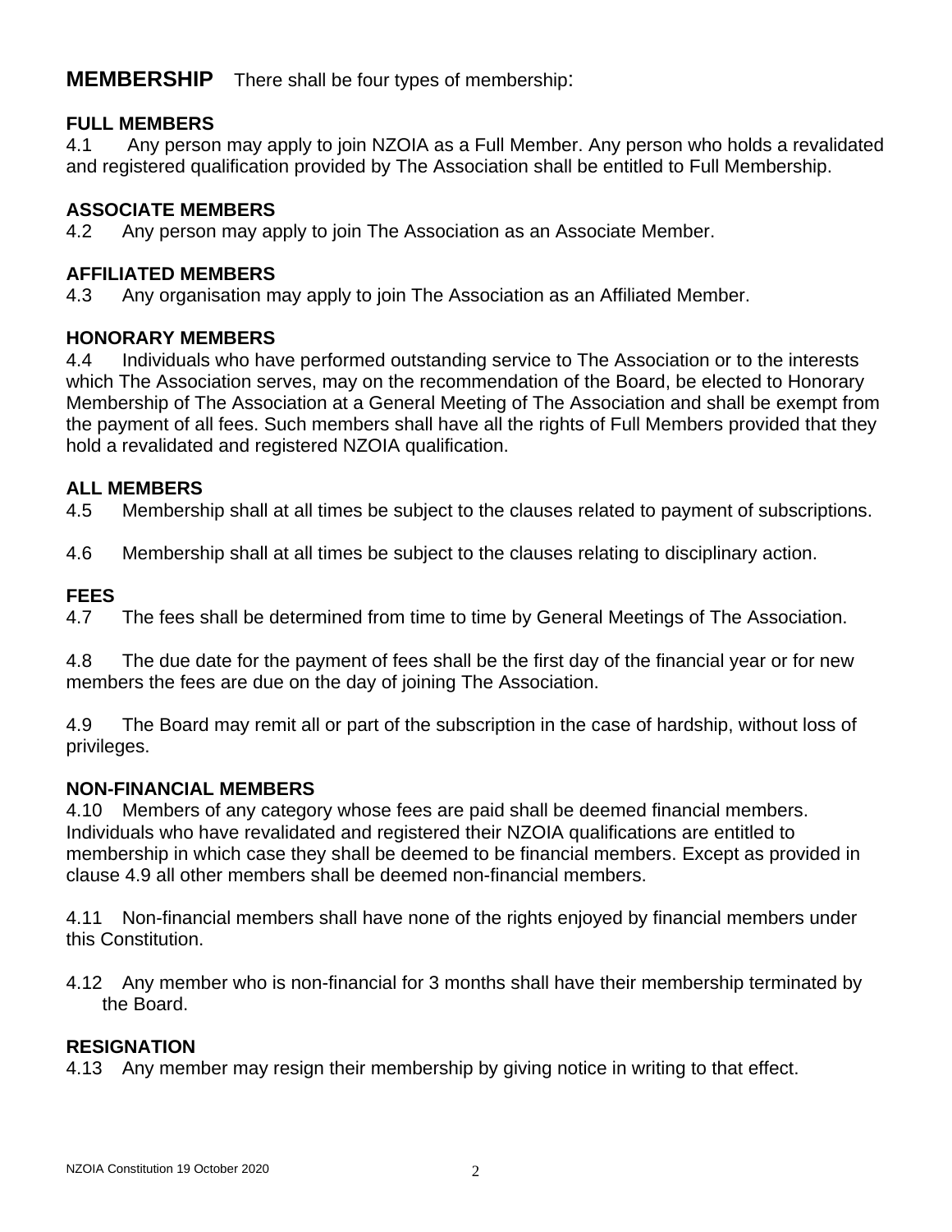## MEMBERSHIP

There shall be four types of membership:

### FULL MEMBERS

4.1 Any person may apply to join NZOIA as a Full Member. Any person who holds a revalidated and registered qualification provided by The Association shall be entitled to Full Membership.

### ASSOCIATE MEMBERS

4.2 Any person may apply to join The Association as an Associate Member.

### AFFILIATED MEMBERS

4.3 Any organisation may apply to join The Association as an Affiliated Member.

### HONORARY MEMBERS

4.4 Individuals who have performed outstanding service to The Association or to the interests which The Association serves, may on the recommendation of the Board, be elected to Honorary Membership of The Association at a General Meeting of The Association and shall be exempt from the payment of all fees. Such members shall have all the rights of Full Members provided that they hold a revalidated and registered NZOIA qualification.

### ALL MEMBERS

4.5 Membership shall at all times be subject to the clauses related to payment of subscriptions.

4.6 Membership shall at all times be subject to the clauses relating to disciplinary action.

### FEES

4.7 The fees shall be determined from time to time by General Meetings of The Association.

4.8 The due date for the payment of fees shall be the first day of the financial year or for new members the fees are due on the day of joining The Association.

4.9 The Board may remit all or part of the subscription in the case of hardship, without loss of privileges.

### NON-FINANCIAL MEMBERS

4.10 Members of any category whose fees are paid shall be deemed financial members. Individuals who have revalidated and registered their NZOIA qualifications are entitled to membership in which case they shall be deemed to be financial members. Except as provided in clause 4.9 all other members shall be deemed non-financial members.

4.11 Non-financial members shall have none of the rights enjoyed by financial members under this Constitution.

4.12 Any member who is non-financial for 3 months shall have their membership terminated by the Board.

### RESIGNATION

4.13 Any member may resign their membership by giving notice in writing to that effect.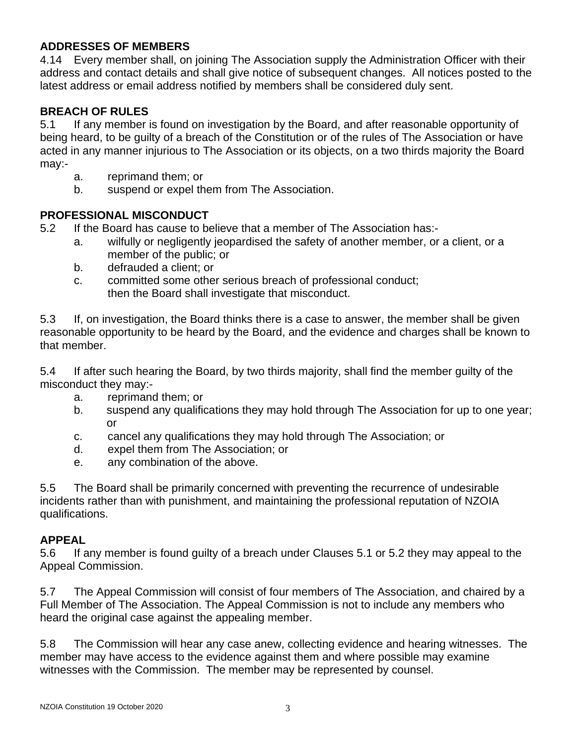**ADDRESSES OF MEMBERS**

4.14 Every member shall, on joining The Association supply the Administration Officer with their address and contact details and shall give notice of subsequent changes. All notices posted to the latest address or email address notified by members shall be considered duly sent.

**BREACH OF RULES**

5.1 If any member is found on investigation by the Board, and after reasonable opportunity of being heard, to be guilty of a breach of the Constitution or of the rules of The Association or have acted in any manner injurious to The Association or its objects, on a two thirds majority the Board may:-

a. reprimand them; or
b. suspend or expel them from The Association.

**PROFESSIONAL MISCONDUCT**

5.2 If the Board has cause to believe that a member of The Association has:-

a. wilfully or negligently jeopardised the safety of another member, or a client, or a member of the public; or
b. defrauded a client; or
c. committed some other serious breach of professional conduct;
then the Board shall investigate that misconduct.

5.3 If, on investigation, the Board thinks there is a case to answer, the member shall be given reasonable opportunity to be heard by the Board, and the evidence and charges shall be known to that member.

5.4 If after such hearing the Board, by two thirds majority, shall find the member guilty of the misconduct they may:-

a. reprimand them; or
b. suspend any qualifications they may hold through The Association for up to one year; or
c. cancel any qualifications they may hold through The Association; or
d. expel them from The Association; or
e. any combination of the above.

5.5 The Board shall be primarily concerned with preventing the recurrence of undesirable incidents rather than with punishment, and maintaining the professional reputation of NZOIA qualifications.

**APPEAL**

5.6 If any member is found guilty of a breach under Clauses 5.1 or 5.2 they may appeal to the Appeal Commission.

5.7 The Appeal Commission will consist of four members of The Association, and chaired by a Full Member of The Association. The Appeal Commission is not to include any members who heard the original case against the appealing member.

5.8 The Commission will hear any case anew, collecting evidence and hearing witnesses. The member may have access to the evidence against them and where possible may examine witnesses with the Commission. The member may be represented by counsel.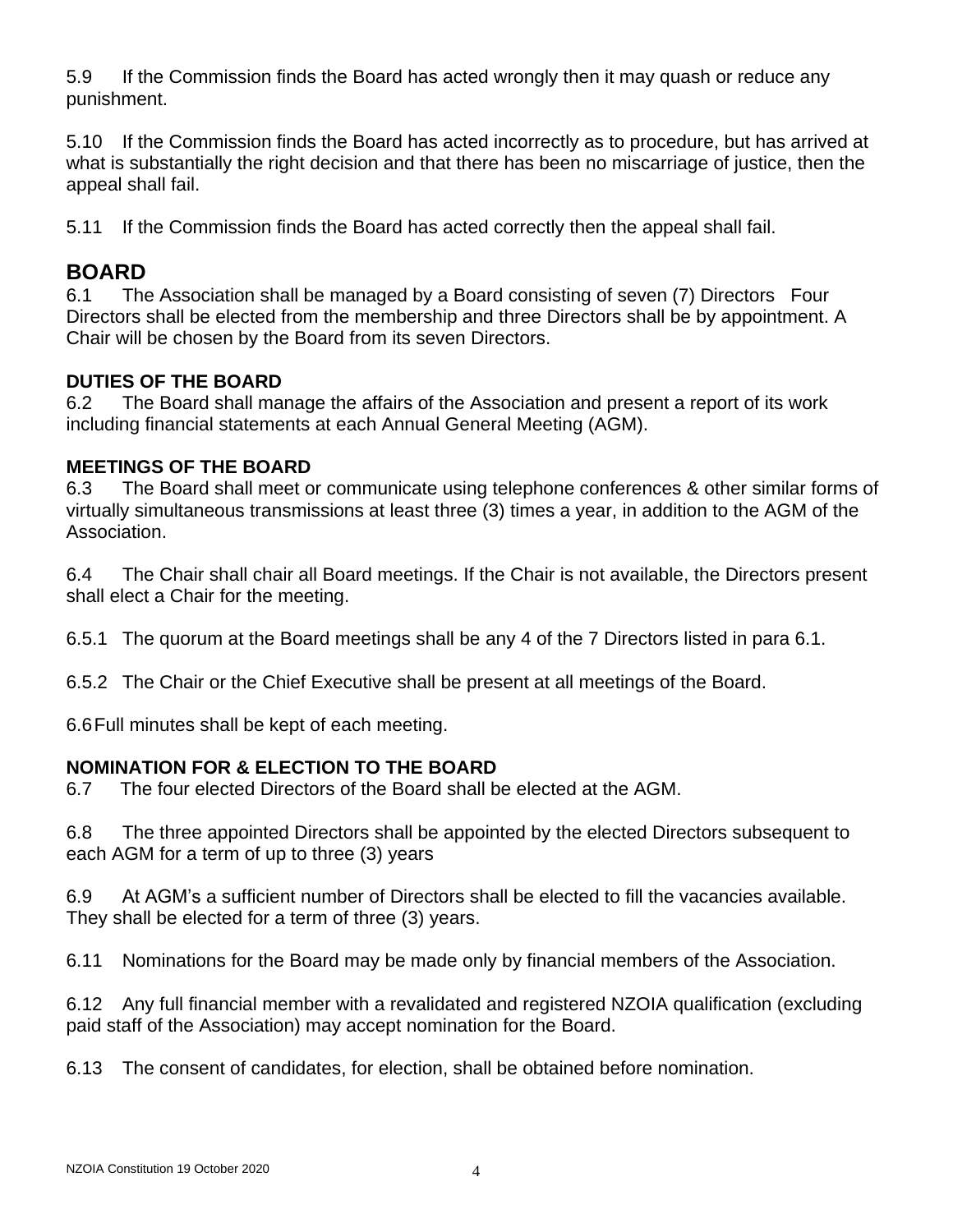5.9 If the Commission finds the Board has acted wrongly then it may quash or reduce any punishment.

5.10 If the Commission finds the Board has acted incorrectly as to procedure, but has arrived at what is substantially the right decision and that there has been no miscarriage of justice, then the appeal shall fail.

5.11 If the Commission finds the Board has acted correctly then the appeal shall fail.

## BOARD

6.1 The Association shall be managed by a Board consisting of seven (7) Directors Four Directors shall be elected from the membership and three Directors shall be by appointment. A Chair will be chosen by the Board from its seven Directors.

### DUTIES OF THE BOARD

6.2 The Board shall manage the affairs of the Association and present a report of its work including financial statements at each Annual General Meeting (AGM).

### MEETINGS OF THE BOARD

6.3 The Board shall meet or communicate using telephone conferences & other similar forms of virtually simultaneous transmissions at least three (3) times a year, in addition to the AGM of the Association.

6.4 The Chair shall chair all Board meetings. If the Chair is not available, the Directors present shall elect a Chair for the meeting.

6.5.1 The quorum at the Board meetings shall be any 4 of the 7 Directors listed in para 6.1.

6.5.2 The Chair or the Chief Executive shall be present at all meetings of the Board.

6.6 Full minutes shall be kept of each meeting.

### NOMINATION FOR & ELECTION TO THE BOARD

6.7 The four elected Directors of the Board shall be elected at the AGM.

6.8 The three appointed Directors shall be appointed by the elected Directors subsequent to each AGM for a term of up to three (3) years

6.9 At AGM's a sufficient number of Directors shall be elected to fill the vacancies available. They shall be elected for a term of three (3) years.

6.11 Nominations for the Board may be made only by financial members of the Association.

6.12 Any full financial member with a revalidated and registered NZOIA qualification (excluding paid staff of the Association) may accept nomination for the Board.

6.13 The consent of candidates, for election, shall be obtained before nomination.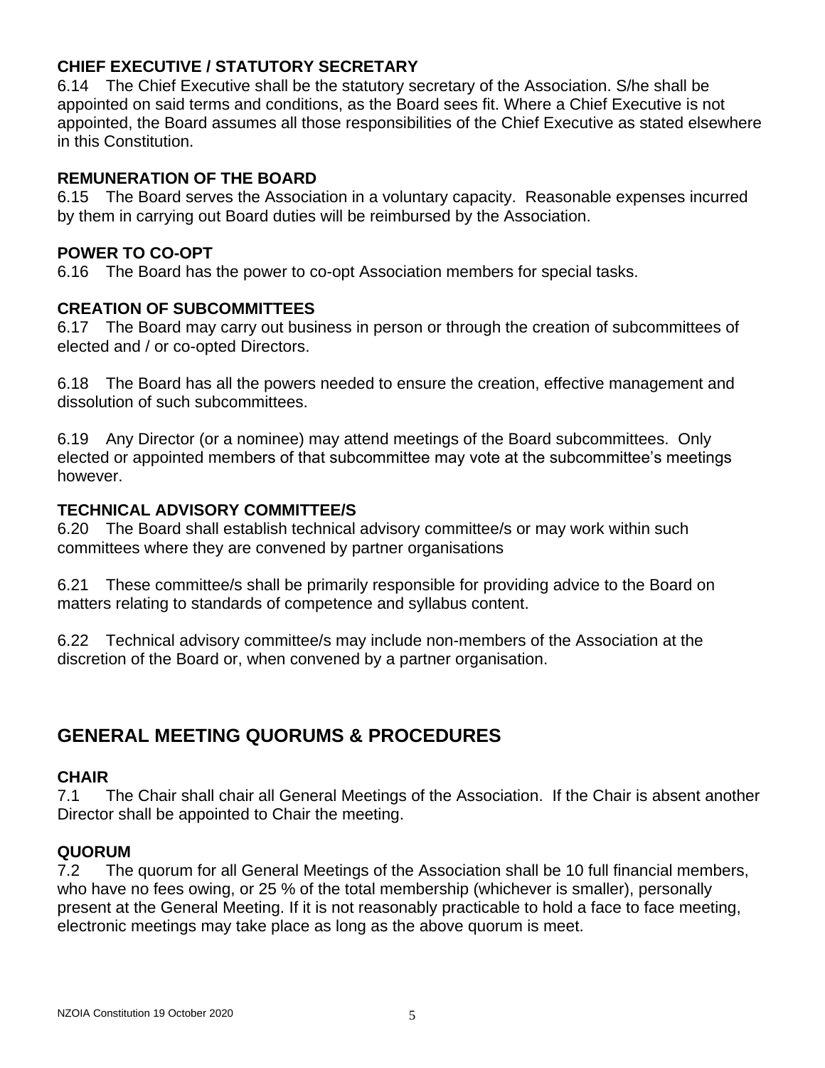### CHIEF EXECUTIVE / STATUTORY SECRETARY

6.14 The Chief Executive shall be the statutory secretary of the Association. S/he shall be appointed on said terms and conditions, as the Board sees fit. Where a Chief Executive is not appointed, the Board assumes all those responsibilities of the Chief Executive as stated elsewhere in this Constitution.

### REMUNERATION OF THE BOARD

6.15 The Board serves the Association in a voluntary capacity. Reasonable expenses incurred by them in carrying out Board duties will be reimbursed by the Association.

### POWER TO CO-OPT

6.16 The Board has the power to co-opt Association members for special tasks.

### CREATION OF SUBCOMMITTEES

6.17 The Board may carry out business in person or through the creation of subcommittees of elected and / or co-opted Directors.

6.18 The Board has all the powers needed to ensure the creation, effective management and dissolution of such subcommittees.

6.19 Any Director (or a nominee) may attend meetings of the Board subcommittees. Only elected or appointed members of that subcommittee may vote at the subcommittee's meetings however.

### TECHNICAL ADVISORY COMMITTEE/S

6.20 The Board shall establish technical advisory committee/s or may work within such committees where they are convened by partner organisations

6.21 These committee/s shall be primarily responsible for providing advice to the Board on matters relating to standards of competence and syllabus content.

6.22 Technical advisory committee/s may include non-members of the Association at the discretion of the Board or, when convened by a partner organisation.

## GENERAL MEETING QUORUMS & PROCEDURES

### CHAIR

7.1 The Chair shall chair all General Meetings of the Association. If the Chair is absent another Director shall be appointed to Chair the meeting.

### QUORUM

7.2 The quorum for all General Meetings of the Association shall be 10 full financial members, who have no fees owing, or 25 % of the total membership (whichever is smaller), personally present at the General Meeting. If it is not reasonably practicable to hold a face to face meeting, electronic meetings may take place as long as the above quorum is meet.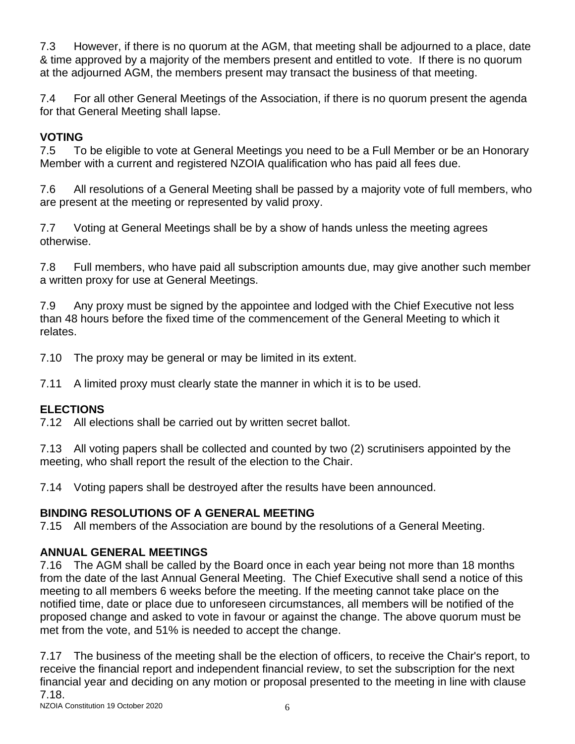7.3 However, if there is no quorum at the AGM, that meeting shall be adjourned to a place, date & time approved by a majority of the members present and entitled to vote. If there is no quorum at the adjourned AGM, the members present may transact the business of that meeting.

7.4 For all other General Meetings of the Association, if there is no quorum present the agenda for that General Meeting shall lapse.

### VOTING

7.5 To be eligible to vote at General Meetings you need to be a Full Member or be an Honorary Member with a current and registered NZOIA qualification who has paid all fees due.

7.6 All resolutions of a General Meeting shall be passed by a majority vote of full members, who are present at the meeting or represented by valid proxy.

7.7 Voting at General Meetings shall be by a show of hands unless the meeting agrees otherwise.

7.8 Full members, who have paid all subscription amounts due, may give another such member a written proxy for use at General Meetings.

7.9 Any proxy must be signed by the appointee and lodged with the Chief Executive not less than 48 hours before the fixed time of the commencement of the General Meeting to which it relates.

7.10 The proxy may be general or may be limited in its extent.

7.11 A limited proxy must clearly state the manner in which it is to be used.

### ELECTIONS

7.12 All elections shall be carried out by written secret ballot.

7.13 All voting papers shall be collected and counted by two (2) scrutinisers appointed by the meeting, who shall report the result of the election to the Chair.

7.14 Voting papers shall be destroyed after the results have been announced.

### BINDING RESOLUTIONS OF A GENERAL MEETING

7.15 All members of the Association are bound by the resolutions of a General Meeting.

### ANNUAL GENERAL MEETINGS

7.16 The AGM shall be called by the Board once in each year being not more than 18 months from the date of the last Annual General Meeting. The Chief Executive shall send a notice of this meeting to all members 6 weeks before the meeting. If the meeting cannot take place on the notified time, date or place due to unforeseen circumstances, all members will be notified of the proposed change and asked to vote in favour or against the change. The above quorum must be met from the vote, and 51% is needed to accept the change.

7.17 The business of the meeting shall be the election of officers, to receive the Chair's report, to receive the financial report and independent financial review, to set the subscription for the next financial year and deciding on any motion or proposal presented to the meeting in line with clause 7.18.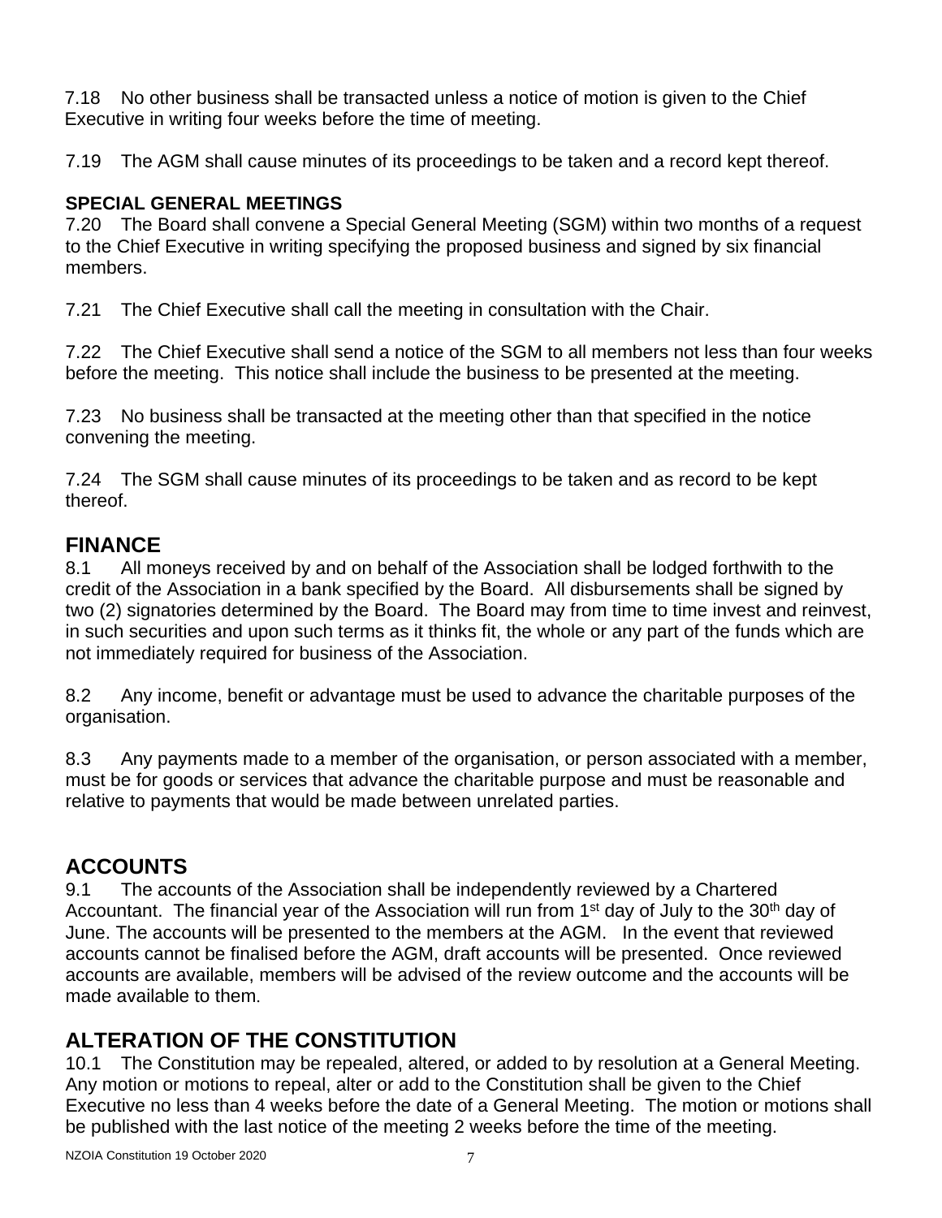7.18 No other business shall be transacted unless a notice of motion is given to the Chief Executive in writing four weeks before the time of meeting.

7.19 The AGM shall cause minutes of its proceedings to be taken and a record kept thereof.

**SPECIAL GENERAL MEETINGS**

7.20 The Board shall convene a Special General Meeting (SGM) within two months of a request to the Chief Executive in writing specifying the proposed business and signed by six financial members.

7.21 The Chief Executive shall call the meeting in consultation with the Chair.

7.22 The Chief Executive shall send a notice of the SGM to all members not less than four weeks before the meeting. This notice shall include the business to be presented at the meeting.

7.23 No business shall be transacted at the meeting other than that specified in the notice convening the meeting.

7.24 The SGM shall cause minutes of its proceedings to be taken and as record to be kept thereof.

## FINANCE

8.1 All moneys received by and on behalf of the Association shall be lodged forthwith to the credit of the Association in a bank specified by the Board. All disbursements shall be signed by two (2) signatories determined by the Board. The Board may from time to time invest and reinvest, in such securities and upon such terms as it thinks fit, the whole or any part of the funds which are not immediately required for business of the Association.

8.2 Any income, benefit or advantage must be used to advance the charitable purposes of the organisation.

8.3 Any payments made to a member of the organisation, or person associated with a member, must be for goods or services that advance the charitable purpose and must be reasonable and relative to payments that would be made between unrelated parties.

## ACCOUNTS

9.1 The accounts of the Association shall be independently reviewed by a Chartered Accountant. The financial year of the Association will run from 1st day of July to the 30th day of June. The accounts will be presented to the members at the AGM. In the event that reviewed accounts cannot be finalised before the AGM, draft accounts will be presented. Once reviewed accounts are available, members will be advised of the review outcome and the accounts will be made available to them.

## ALTERATION OF THE CONSTITUTION

10.1 The Constitution may be repealed, altered, or added to by resolution at a General Meeting. Any motion or motions to repeal, alter or add to the Constitution shall be given to the Chief Executive no less than 4 weeks before the date of a General Meeting. The motion or motions shall be published with the last notice of the meeting 2 weeks before the time of the meeting.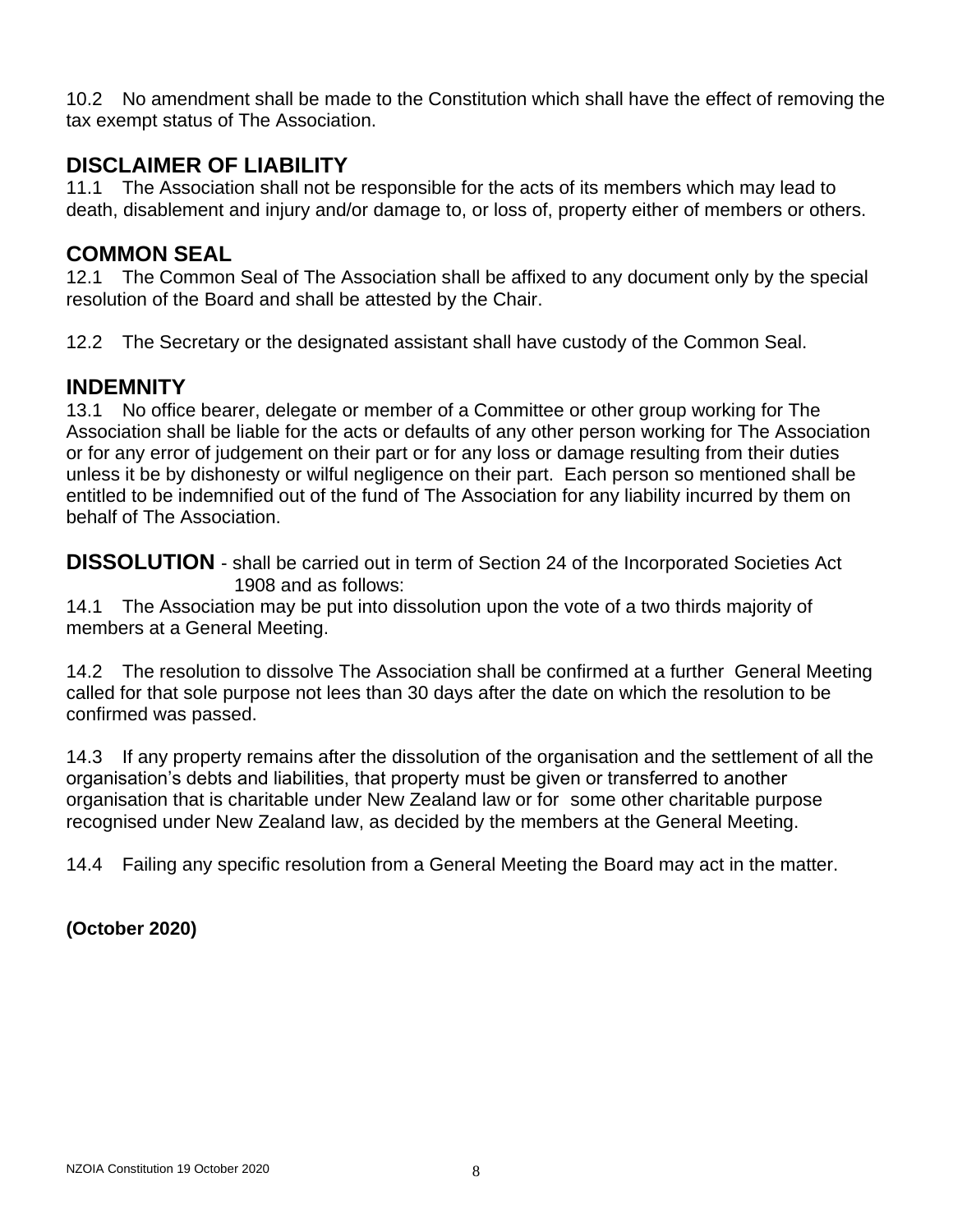10.2 No amendment shall be made to the Constitution which shall have the effect of removing the tax exempt status of The Association.

## DISCLAIMER OF LIABILITY

11.1 The Association shall not be responsible for the acts of its members which may lead to death, disablement and injury and/or damage to, or loss of, property either of members or others.

## COMMON SEAL

12.1 The Common Seal of The Association shall be affixed to any document only by the special resolution of the Board and shall be attested by the Chair.

12.2 The Secretary or the designated assistant shall have custody of the Common Seal.

## INDEMNITY

13.1 No office bearer, delegate or member of a Committee or other group working for The Association shall be liable for the acts or defaults of any other person working for The Association or for any error of judgement on their part or for any loss or damage resulting from their duties unless it be by dishonesty or wilful negligence on their part. Each person so mentioned shall be entitled to be indemnified out of the fund of The Association for any liability incurred by them on behalf of The Association.

## DISSOLUTION - shall be carried out in term of Section 24 of the Incorporated Societies Act 1908 and as follows:

14.1 The Association may be put into dissolution upon the vote of a two thirds majority of members at a General Meeting.

14.2 The resolution to dissolve The Association shall be confirmed at a further General Meeting called for that sole purpose not lees than 30 days after the date on which the resolution to be confirmed was passed.

14.3 If any property remains after the dissolution of the organisation and the settlement of all the organisation's debts and liabilities, that property must be given or transferred to another organisation that is charitable under New Zealand law or for some other charitable purpose recognised under New Zealand law, as decided by the members at the General Meeting.

14.4 Failing any specific resolution from a General Meeting the Board may act in the matter.

**(October 2020)**